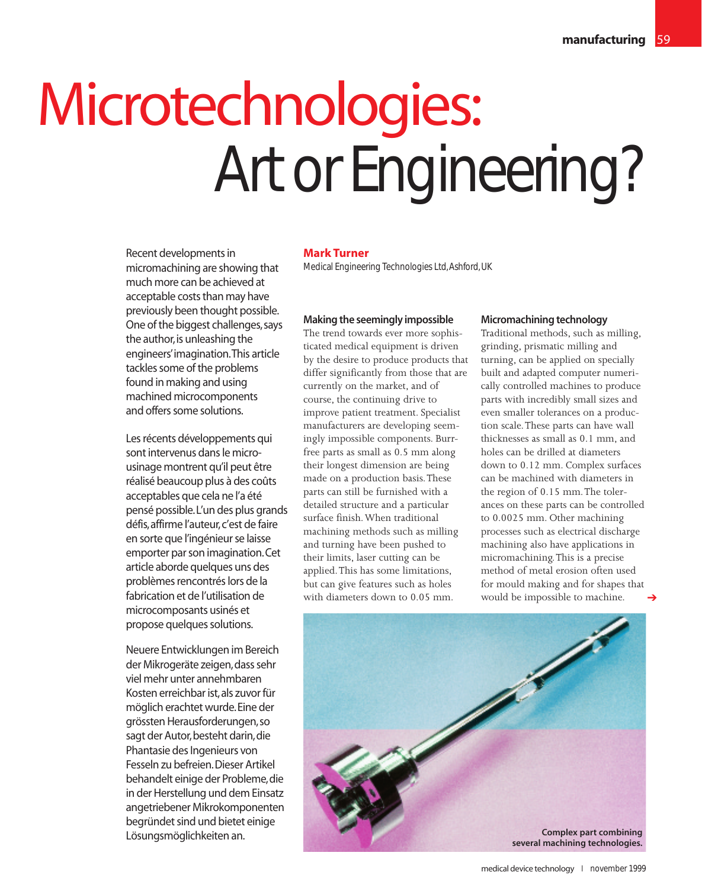# Microtechnologies: Art or Engineering?

Recent developments in micromachining are showing that much more can be achieved at acceptable costs than may have previously been thought possible. One of the biggest challenges, says the author, is unleashing the engineers' imagination. This article tackles some of the problems found in making and using machined microcomponents and offers some solutions.

Les récents développements qui sont intervenus dans le micro-usinage montrent qu'il peut être réalisé beaucoup plus à des coûts acceptables que cela ne l'a été pensé possible. L'un des plus grands défis, affirme l'auteur, c'est de faire en sorte que l'ingénieur se laisse emporter par son imagination. Cet article aborde quelques uns des problèmes rencontrés lors de la fabrication et de l'utilisation de microcomposants usinés et propose quelques solutions.

Neuere Entwicklungen im Bereich der Mikrogeräte zeigen, dass sehr viel mehr unter annehmbaren Kosten erreichbar ist, als zuvor für möglich erachtet wurde. Eine der grössten Herausforderungen, so sagt der Autor, besteht darin, die Phantasie des Ingenieurs von Fesseln zu befreien. Dieser Artikel behandelt einige der Probleme, die in der Herstellung und dem Einsatz angetriebener Mikrokomponenten begründet sind und bietet einige Lösungsmöglichkeiten an.

**Mark Turner**
*Medical Engineering Technologies Ltd, Ashford, UK*

## Making the seemingly impossible

The trend towards ever more sophisticated medical equipment is driven by the desire to produce products that differ significantly from those that are currently on the market, and of course, the continuing drive to improve patient treatment. Specialist manufacturers are developing seemingly impossible components. Burr-free parts as small as 0.5 mm along their longest dimension are being made on a production basis. These parts can still be furnished with a detailed structure and a particular surface finish. When traditional machining methods such as milling and turning have been pushed to their limits, laser cutting can be applied. This has some limitations, but can give features such as holes with diameters down to 0.05 mm.

## Micromachining technology

Traditional methods, such as milling, grinding, prismatic milling and turning, can be applied on specially built and adapted computer numerically controlled machines to produce parts with incredibly small sizes and even smaller tolerances on a production scale. These parts can have wall thicknesses as small as 0.1 mm, and holes can be drilled at diameters down to 0.12 mm. Complex surfaces can be machined with diameters in the region of 0.15 mm. The tolerances on these parts can be controlled to 0.0025 mm. Other machining processes such as electrical discharge machining also have applications in micromachining. This is a precise method of metal erosion often used for mould making and for shapes that would be impossible to machine.

Complex part combining several machining technologies.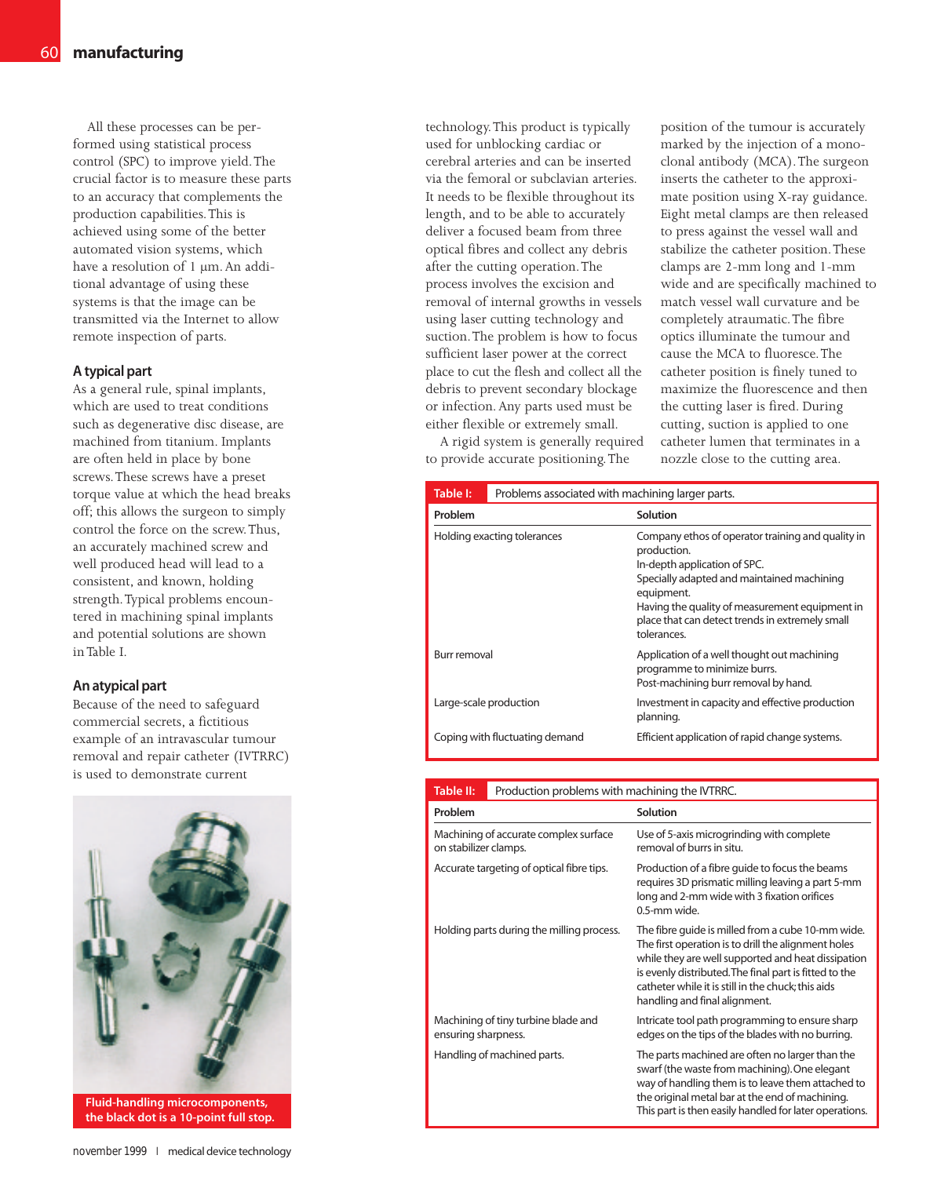All these processes can be performed using statistical process control (SPC) to improve yield. The crucial factor is to measure these parts to an accuracy that complements the production capabilities. This is achieved using some of the better automated vision systems, which have a resolution of 1 µm. An additional advantage of using these systems is that the image can be transmitted via the Internet to allow remote inspection of parts.

### A typical part

As a general rule, spinal implants, which are used to treat conditions such as degenerative disc disease, are machined from titanium. Implants are often held in place by bone screws. These screws have a preset torque value at which the head breaks off; this allows the surgeon to simply control the force on the screw. Thus, an accurately machined screw and well produced head will lead to a consistent, and known, holding strength. Typical problems encountered in machining spinal implants and potential solutions are shown in Table I.

### An atypical part

Because of the need to safeguard commercial secrets, a fictitious example of an intravascular tumour removal and repair catheter (IVTRRC) is used to demonstrate current technology. This product is typically used for unblocking cardiac or cerebral arteries and can be inserted via the femoral or subclavian arteries. It needs to be flexible throughout its length, and to be able to accurately deliver a focused beam from three optical fibres and collect any debris after the cutting operation. The process involves the excision and removal of internal growths in vessels using laser cutting technology and suction. The problem is how to focus sufficient laser power at the correct place to cut the flesh and collect all the debris to prevent secondary blockage or infection. Any parts used must be either flexible or extremely small.

A rigid system is generally required to provide accurate positioning. The position of the tumour is accurately marked by the injection of a monoclonal antibody (MCA). The surgeon inserts the catheter to the approximate position using X-ray guidance. Eight metal clamps are then released to press against the vessel wall and stabilize the catheter position. These clamps are 2-mm long and 1-mm wide and are specifically machined to match vessel wall curvature and be completely atraumatic. The fibre optics illuminate the tumour and cause the MCA to fluoresce. The catheter position is finely tuned to maximize the fluorescence and then the cutting laser is fired. During cutting, suction is applied to one catheter lumen that terminates in a nozzle close to the cutting area.

**Table I:** Problems associated with machining larger parts.

| Problem | Solution |
| --- | --- |
| Holding exacting tolerances | Company ethos of operator training and quality in production.<br>In-depth application of SPC.<br>Specially adapted and maintained machining equipment.<br>Having the quality of measurement equipment in place that can detect trends in extremely small tolerances. |
| Burr removal | Application of a well thought out machining programme to minimize burrs.<br>Post-machining burr removal by hand. |
| Large-scale production | Investment in capacity and effective production planning. |
| Coping with fluctuating demand | Efficient application of rapid change systems. |

**Table II:** Production problems with machining the IVTRRC.

| Problem | Solution |
| --- | --- |
| Machining of accurate complex surface on stabilizer clamps. | Use of 5-axis microgrinding with complete removal of burrs in situ. |
| Accurate targeting of optical fibre tips. | Production of a fibre guide to focus the beams requires 3D prismatic milling leaving a part 5-mm long and 2-mm wide with 3 fixation orifices 0.5-mm wide. |
| Holding parts during the milling process. | The fibre guide is milled from a cube 10-mm wide. The first operation is to drill the alignment holes while they are well supported and heat dissipation is evenly distributed. The final part is fitted to the catheter while it is still in the chuck; this aids handling and final alignment. |
| Machining of tiny turbine blade and ensuring sharpness. | Intricate tool path programming to ensure sharp edges on the tips of the blades with no burring. |
| Handling of machined parts. | The parts machined are often no larger than the swarf (the waste from machining). One elegant way of handling them is to leave them attached to the original metal bar at the end of machining. This part is then easily handled for later operations. |

Fluid-handling microcomponents, the black dot is a 10-point full stop.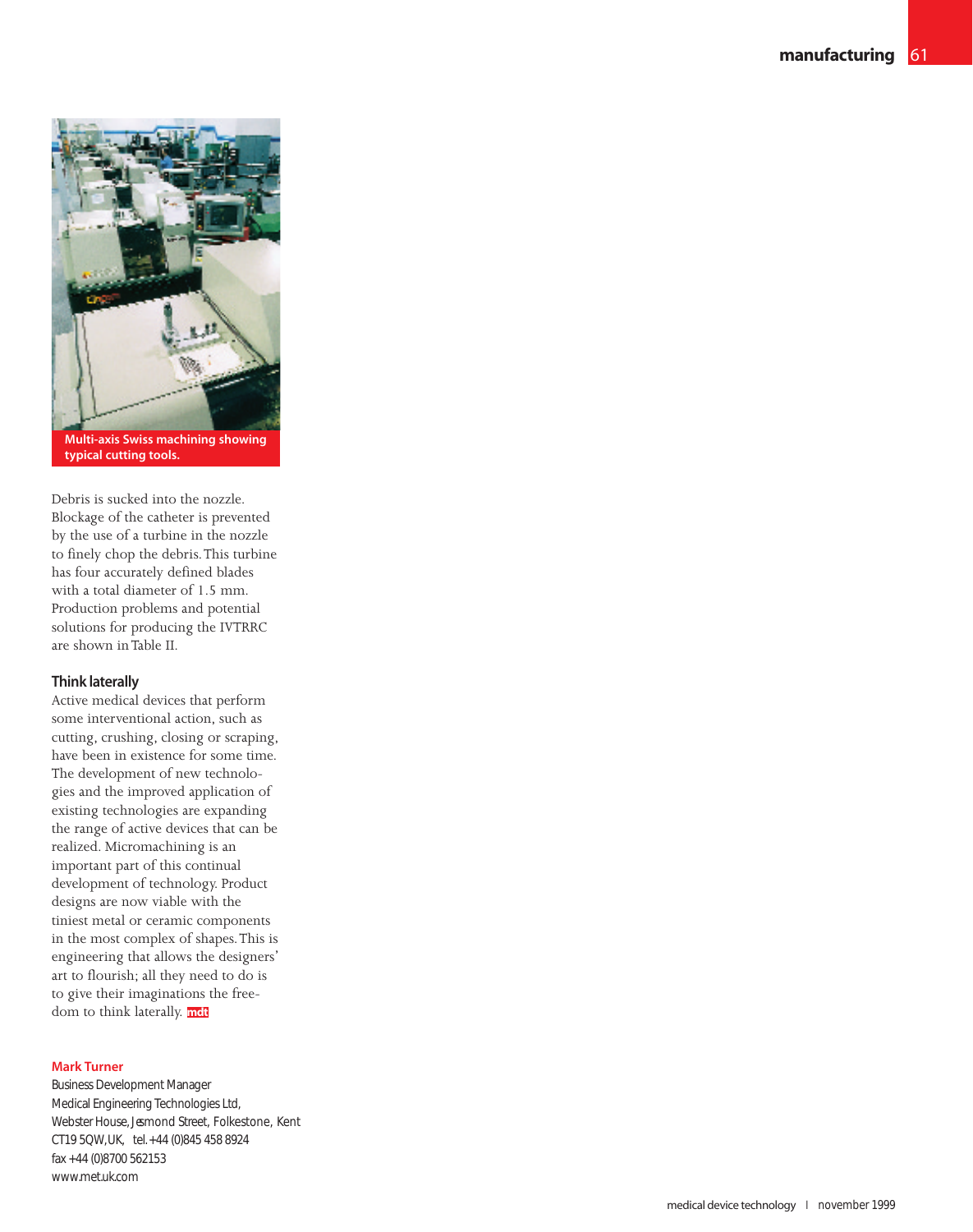Multi-axis Swiss machining showing typical cutting tools.

Debris is sucked into the nozzle. Blockage of the catheter is prevented by the use of a turbine in the nozzle to finely chop the debris. This turbine has four accurately defined blades with a total diameter of 1.5 mm. Production problems and potential solutions for producing the IVTRRC are shown in Table II.

### Think laterally

Active medical devices that perform some interventional action, such as cutting, crushing, closing or scraping, have been in existence for some time. The development of new technologies and the improved application of existing technologies are expanding the range of active devices that can be realized. Micromachining is an important part of this continual development of technology. Product designs are now viable with the tiniest metal or ceramic components in the most complex of shapes. This is engineering that allows the designers' art to flourish; all they need to do is to give their imaginations the freedom to think laterally. **mdt**

**Mark Turner**
Business Development Manager
Medical Engineering Technologies Ltd,
Webster House, Jesmond Street, Folkestone, Kent
CT19 5QW, UK, tel. +44 (0)845 458 8924
fax +44 (0)8700 562153
www.met.uk.com